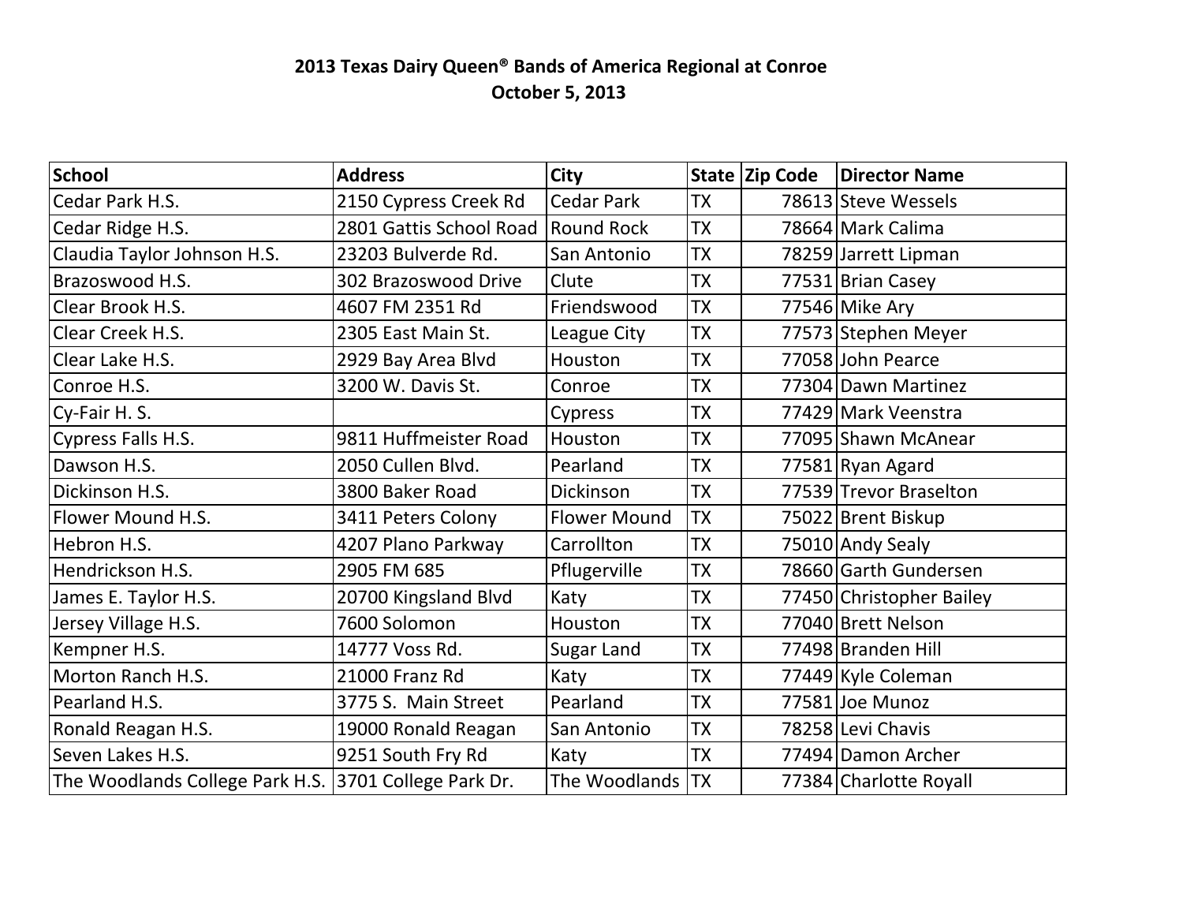# 2013 Texas Dairy Queen® Bands of America Regional at Conroe
## October 5, 2013

| School | Address | City | State | Zip Code | Director Name |
|---|---|---|---|---|---|
| Cedar Park H.S. | 2150 Cypress Creek Rd | Cedar Park | TX | 78613 | Steve Wessels |
| Cedar Ridge H.S. | 2801 Gattis School Road | Round Rock | TX | 78664 | Mark Calima |
| Claudia Taylor Johnson H.S. | 23203 Bulverde Rd. | San Antonio | TX | 78259 | Jarrett Lipman |
| Brazoswood H.S. | 302 Brazoswood Drive | Clute | TX | 77531 | Brian Casey |
| Clear Brook H.S. | 4607 FM 2351 Rd | Friendswood | TX | 77546 | Mike Ary |
| Clear Creek H.S. | 2305 East Main St. | League City | TX | 77573 | Stephen Meyer |
| Clear Lake H.S. | 2929 Bay Area Blvd | Houston | TX | 77058 | John Pearce |
| Conroe H.S. | 3200 W. Davis St. | Conroe | TX | 77304 | Dawn Martinez |
| Cy-Fair H. S. | | Cypress | TX | 77429 | Mark Veenstra |
| Cypress Falls H.S. | 9811 Huffmeister Road | Houston | TX | 77095 | Shawn McAnear |
| Dawson H.S. | 2050 Cullen Blvd. | Pearland | TX | 77581 | Ryan Agard |
| Dickinson H.S. | 3800 Baker Road | Dickinson | TX | 77539 | Trevor Braselton |
| Flower Mound H.S. | 3411 Peters Colony | Flower Mound | TX | 75022 | Brent Biskup |
| Hebron H.S. | 4207 Plano Parkway | Carrollton | TX | 75010 | Andy Sealy |
| Hendrickson H.S. | 2905 FM 685 | Pflugerville | TX | 78660 | Garth Gundersen |
| James E. Taylor H.S. | 20700 Kingsland Blvd | Katy | TX | 77450 | Christopher Bailey |
| Jersey Village H.S. | 7600 Solomon | Houston | TX | 77040 | Brett Nelson |
| Kempner H.S. | 14777 Voss Rd. | Sugar Land | TX | 77498 | Branden Hill |
| Morton Ranch H.S. | 21000 Franz Rd | Katy | TX | 77449 | Kyle Coleman |
| Pearland H.S. | 3775 S. Main Street | Pearland | TX | 77581 | Joe Munoz |
| Ronald Reagan H.S. | 19000 Ronald Reagan | San Antonio | TX | 78258 | Levi Chavis |
| Seven Lakes H.S. | 9251 South Fry Rd | Katy | TX | 77494 | Damon Archer |
| The Woodlands College Park H.S. | 3701 College Park Dr. | The Woodlands | TX | 77384 | Charlotte Royall |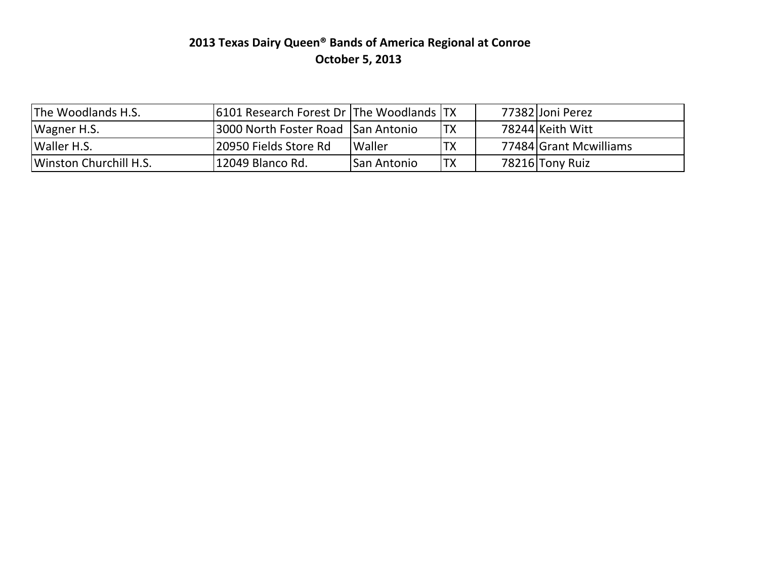**2013 Texas Dairy Queen® Bands of America Regional at Conroe**
**October 5, 2013**

| | | | | | |
|---|---|---|---|---|---|
| The Woodlands H.S. | 6101 Research Forest Dr | The Woodlands | TX | 77382 | Joni Perez |
| Wagner H.S. | 3000 North Foster Road | San Antonio | TX | 78244 | Keith Witt |
| Waller H.S. | 20950 Fields Store Rd | Waller | TX | 77484 | Grant Mcwilliams |
| Winston Churchill H.S. | 12049 Blanco Rd. | San Antonio | TX | 78216 | Tony Ruiz |